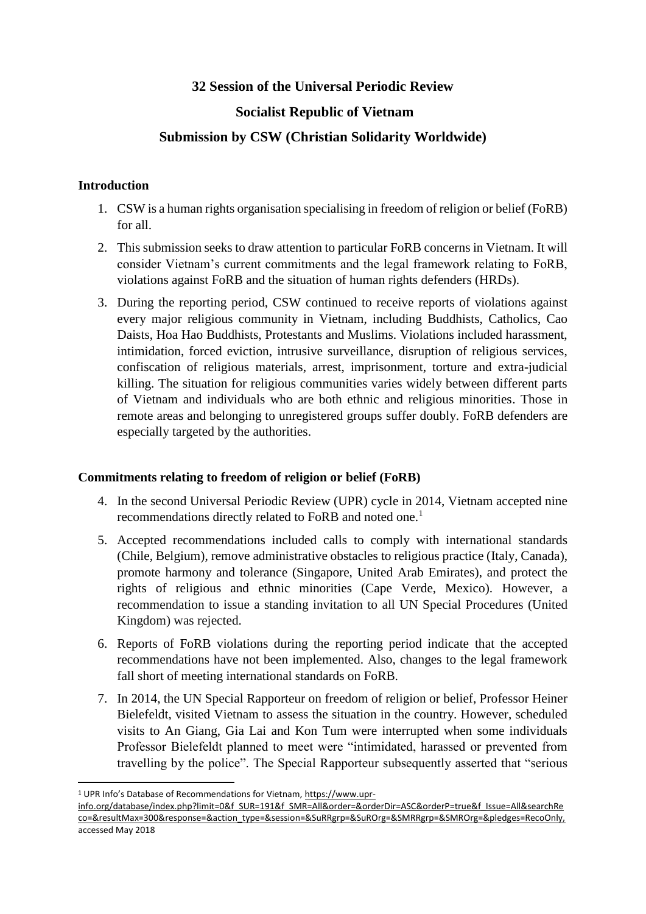# 32 Session of the Universal Periodic Review

# Socialist Republic of Vietnam

# Submission by CSW (Christian Solidarity Worldwide)

## Introduction

1. CSW is a human rights organisation specialising in freedom of religion or belief (FoRB) for all.
2. This submission seeks to draw attention to particular FoRB concerns in Vietnam. It will consider Vietnam's current commitments and the legal framework relating to FoRB, violations against FoRB and the situation of human rights defenders (HRDs).
3. During the reporting period, CSW continued to receive reports of violations against every major religious community in Vietnam, including Buddhists, Catholics, Cao Daists, Hoa Hao Buddhists, Protestants and Muslims. Violations included harassment, intimidation, forced eviction, intrusive surveillance, disruption of religious services, confiscation of religious materials, arrest, imprisonment, torture and extra-judicial killing. The situation for religious communities varies widely between different parts of Vietnam and individuals who are both ethnic and religious minorities. Those in remote areas and belonging to unregistered groups suffer doubly. FoRB defenders are especially targeted by the authorities.

## Commitments relating to freedom of religion or belief (FoRB)

4. In the second Universal Periodic Review (UPR) cycle in 2014, Vietnam accepted nine recommendations directly related to FoRB and noted one.[1]
5. Accepted recommendations included calls to comply with international standards (Chile, Belgium), remove administrative obstacles to religious practice (Italy, Canada), promote harmony and tolerance (Singapore, United Arab Emirates), and protect the rights of religious and ethnic minorities (Cape Verde, Mexico). However, a recommendation to issue a standing invitation to all UN Special Procedures (United Kingdom) was rejected.
6. Reports of FoRB violations during the reporting period indicate that the accepted recommendations have not been implemented. Also, changes to the legal framework fall short of meeting international standards on FoRB.
7. In 2014, the UN Special Rapporteur on freedom of religion or belief, Professor Heiner Bielefeldt, visited Vietnam to assess the situation in the country. However, scheduled visits to An Giang, Gia Lai and Kon Tum were interrupted when some individuals Professor Bielefeldt planned to meet were "intimidated, harassed or prevented from travelling by the police". The Special Rapporteur subsequently asserted that "serious

---

[1] UPR Info's Database of Recommendations for Vietnam, https://www.upr-info.org/database/index.php?limit=0&f_SUR=191&f_SMR=All&order=&orderDir=ASC&orderP=true&f_Issue=All&searchReco=&resultMax=300&response=&action_type=&session=&SuRRgrp=&SuROrg=&SMRRgrp=&SMROrg=&pledges=RecoOnly, accessed May 2018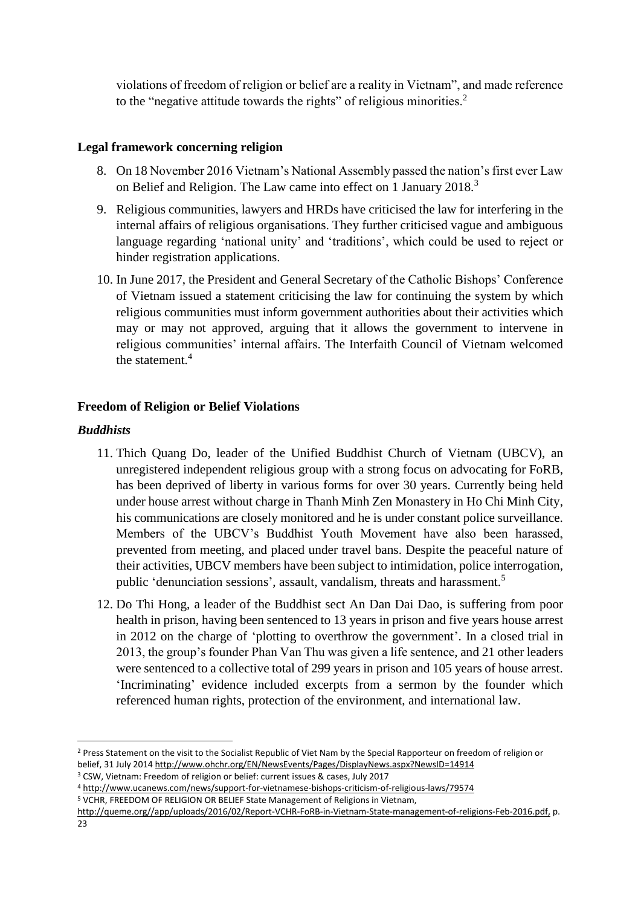violations of freedom of religion or belief are a reality in Vietnam", and made reference to the "negative attitude towards the rights" of religious minorities.[2]

**Legal framework concerning religion**

8. On 18 November 2016 Vietnam's National Assembly passed the nation's first ever Law on Belief and Religion. The Law came into effect on 1 January 2018.[3]
9. Religious communities, lawyers and HRDs have criticised the law for interfering in the internal affairs of religious organisations. They further criticised vague and ambiguous language regarding 'national unity' and 'traditions', which could be used to reject or hinder registration applications.
10. In June 2017, the President and General Secretary of the Catholic Bishops' Conference of Vietnam issued a statement criticising the law for continuing the system by which religious communities must inform government authorities about their activities which may or may not approved, arguing that it allows the government to intervene in religious communities' internal affairs. The Interfaith Council of Vietnam welcomed the statement.[4]

**Freedom of Religion or Belief Violations**

***Buddhists***

11. Thich Quang Do, leader of the Unified Buddhist Church of Vietnam (UBCV), an unregistered independent religious group with a strong focus on advocating for FoRB, has been deprived of liberty in various forms for over 30 years. Currently being held under house arrest without charge in Thanh Minh Zen Monastery in Ho Chi Minh City, his communications are closely monitored and he is under constant police surveillance. Members of the UBCV's Buddhist Youth Movement have also been harassed, prevented from meeting, and placed under travel bans. Despite the peaceful nature of their activities, UBCV members have been subject to intimidation, police interrogation, public 'denunciation sessions', assault, vandalism, threats and harassment.[5]
12. Do Thi Hong, a leader of the Buddhist sect An Dan Dai Dao, is suffering from poor health in prison, having been sentenced to 13 years in prison and five years house arrest in 2012 on the charge of 'plotting to overthrow the government'. In a closed trial in 2013, the group's founder Phan Van Thu was given a life sentence, and 21 other leaders were sentenced to a collective total of 299 years in prison and 105 years of house arrest. 'Incriminating' evidence included excerpts from a sermon by the founder which referenced human rights, protection of the environment, and international law.

---

[2] Press Statement on the visit to the Socialist Republic of Viet Nam by the Special Rapporteur on freedom of religion or belief, 31 July 2014 http://www.ohchr.org/EN/NewsEvents/Pages/DisplayNews.aspx?NewsID=14914

[3] CSW, Vietnam: Freedom of religion or belief: current issues & cases, July 2017

[4] http://www.ucanews.com/news/support-for-vietnamese-bishops-criticism-of-religious-laws/79574

[5] VCHR, FREEDOM OF RELIGION OR BELIEF State Management of Religions in Vietnam, http://queme.org//app/uploads/2016/02/Report-VCHR-FoRB-in-Vietnam-State-management-of-religions-Feb-2016.pdf, p. 23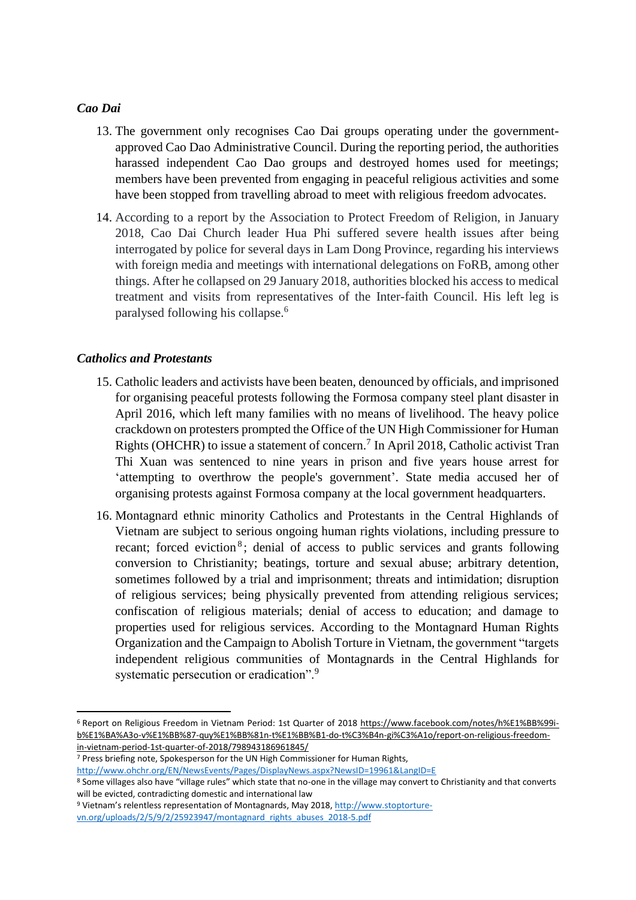### *Cao Dai*

13. The government only recognises Cao Dai groups operating under the government-approved Cao Dao Administrative Council. During the reporting period, the authorities harassed independent Cao Dao groups and destroyed homes used for meetings; members have been prevented from engaging in peaceful religious activities and some have been stopped from travelling abroad to meet with religious freedom advocates.

14. According to a report by the Association to Protect Freedom of Religion, in January 2018, Cao Dai Church leader Hua Phi suffered severe health issues after being interrogated by police for several days in Lam Dong Province, regarding his interviews with foreign media and meetings with international delegations on FoRB, among other things. After he collapsed on 29 January 2018, authorities blocked his access to medical treatment and visits from representatives of the Inter-faith Council. His left leg is paralysed following his collapse.[6]

### *Catholics and Protestants*

15. Catholic leaders and activists have been beaten, denounced by officials, and imprisoned for organising peaceful protests following the Formosa company steel plant disaster in April 2016, which left many families with no means of livelihood. The heavy police crackdown on protesters prompted the Office of the UN High Commissioner for Human Rights (OHCHR) to issue a statement of concern.[7] In April 2018, Catholic activist Tran Thi Xuan was sentenced to nine years in prison and five years house arrest for 'attempting to overthrow the people's government'. State media accused her of organising protests against Formosa company at the local government headquarters.

16. Montagnard ethnic minority Catholics and Protestants in the Central Highlands of Vietnam are subject to serious ongoing human rights violations, including pressure to recant; forced eviction[8]; denial of access to public services and grants following conversion to Christianity; beatings, torture and sexual abuse; arbitrary detention, sometimes followed by a trial and imprisonment; threats and intimidation; disruption of religious services; being physically prevented from attending religious services; confiscation of religious materials; denial of access to education; and damage to properties used for religious services. According to the Montagnard Human Rights Organization and the Campaign to Abolish Torture in Vietnam, the government "targets independent religious communities of Montagnards in the Central Highlands for systematic persecution or eradication".[9]

---

[6] Report on Religious Freedom in Vietnam Period: 1st Quarter of 2018 https://www.facebook.com/notes/h%E1%BB%99i-b%E1%BA%A3o-v%E1%BB%87-quy%E1%BB%81n-t%E1%BB%B1-do-t%C3%B4n-gi%C3%A1o/report-on-religious-freedom-in-vietnam-period-1st-quarter-of-2018/798943186961845/

[7] Press briefing note, Spokesperson for the UN High Commissioner for Human Rights, http://www.ohchr.org/EN/NewsEvents/Pages/DisplayNews.aspx?NewsID=19961&LangID=E

[8] Some villages also have "village rules" which state that no-one in the village may convert to Christianity and that converts will be evicted, contradicting domestic and international law

[9] Vietnam's relentless representation of Montagnards, May 2018, http://www.stoptorture-vn.org/uploads/2/5/9/2/25923947/montagnard_rights_abuses_2018-5.pdf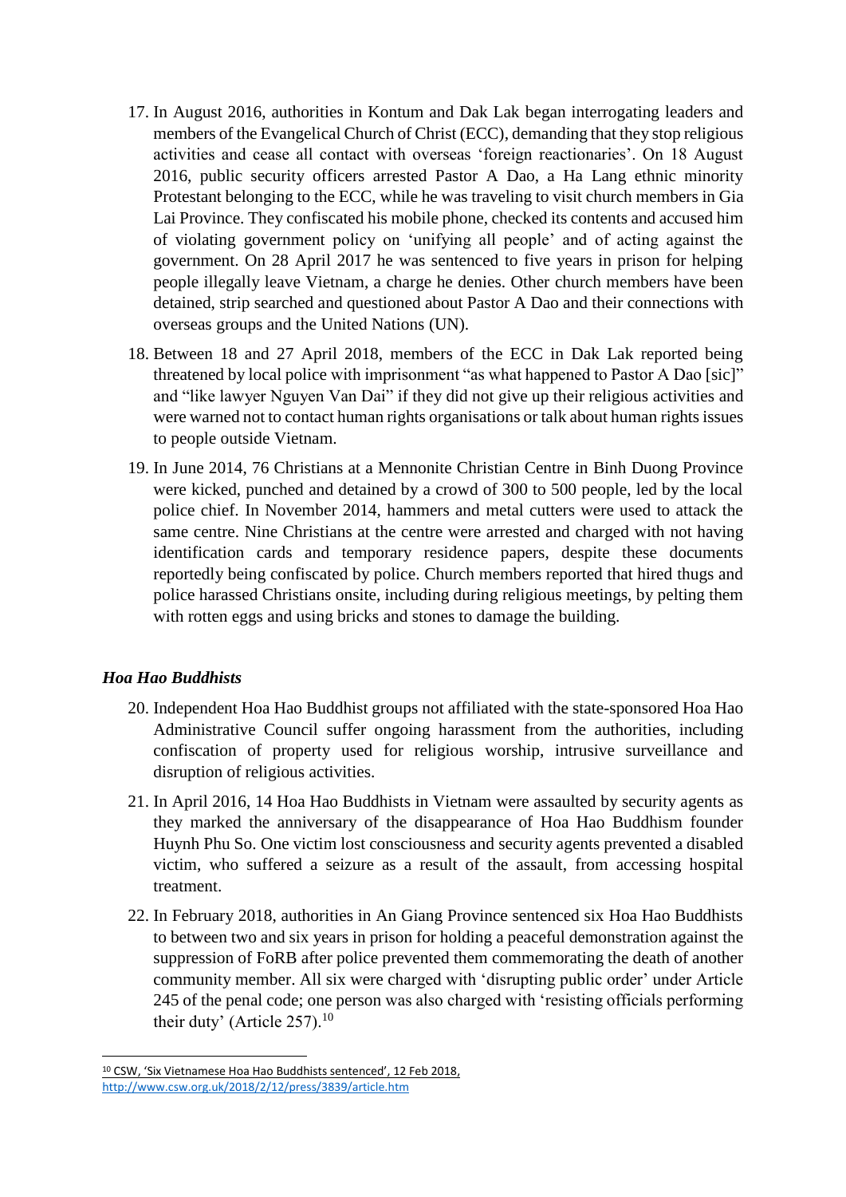17. In August 2016, authorities in Kontum and Dak Lak began interrogating leaders and members of the Evangelical Church of Christ (ECC), demanding that they stop religious activities and cease all contact with overseas 'foreign reactionaries'. On 18 August 2016, public security officers arrested Pastor A Dao, a Ha Lang ethnic minority Protestant belonging to the ECC, while he was traveling to visit church members in Gia Lai Province. They confiscated his mobile phone, checked its contents and accused him of violating government policy on 'unifying all people' and of acting against the government. On 28 April 2017 he was sentenced to five years in prison for helping people illegally leave Vietnam, a charge he denies. Other church members have been detained, strip searched and questioned about Pastor A Dao and their connections with overseas groups and the United Nations (UN).

18. Between 18 and 27 April 2018, members of the ECC in Dak Lak reported being threatened by local police with imprisonment "as what happened to Pastor A Dao [sic]" and "like lawyer Nguyen Van Dai" if they did not give up their religious activities and were warned not to contact human rights organisations or talk about human rights issues to people outside Vietnam.

19. In June 2014, 76 Christians at a Mennonite Christian Centre in Binh Duong Province were kicked, punched and detained by a crowd of 300 to 500 people, led by the local police chief. In November 2014, hammers and metal cutters were used to attack the same centre. Nine Christians at the centre were arrested and charged with not having identification cards and temporary residence papers, despite these documents reportedly being confiscated by police. Church members reported that hired thugs and police harassed Christians onsite, including during religious meetings, by pelting them with rotten eggs and using bricks and stones to damage the building.

### *Hoa Hao Buddhists*

20. Independent Hoa Hao Buddhist groups not affiliated with the state-sponsored Hoa Hao Administrative Council suffer ongoing harassment from the authorities, including confiscation of property used for religious worship, intrusive surveillance and disruption of religious activities.

21. In April 2016, 14 Hoa Hao Buddhists in Vietnam were assaulted by security agents as they marked the anniversary of the disappearance of Hoa Hao Buddhism founder Huynh Phu So. One victim lost consciousness and security agents prevented a disabled victim, who suffered a seizure as a result of the assault, from accessing hospital treatment.

22. In February 2018, authorities in An Giang Province sentenced six Hoa Hao Buddhists to between two and six years in prison for holding a peaceful demonstration against the suppression of FoRB after police prevented them commemorating the death of another community member. All six were charged with 'disrupting public order' under Article 245 of the penal code; one person was also charged with 'resisting officials performing their duty' (Article 257).[10]

---

[10] CSW, 'Six Vietnamese Hoa Hao Buddhists sentenced', 12 Feb 2018, http://www.csw.org.uk/2018/2/12/press/3839/article.htm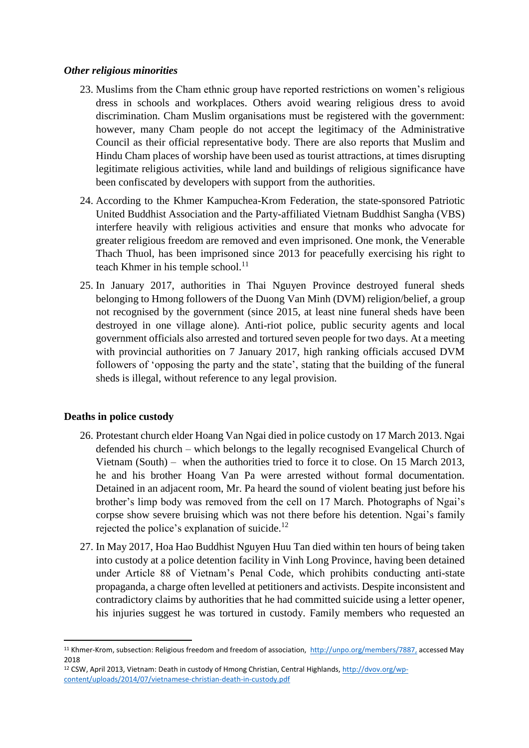*Other religious minorities*

23. Muslims from the Cham ethnic group have reported restrictions on women's religious dress in schools and workplaces. Others avoid wearing religious dress to avoid discrimination. Cham Muslim organisations must be registered with the government: however, many Cham people do not accept the legitimacy of the Administrative Council as their official representative body. There are also reports that Muslim and Hindu Cham places of worship have been used as tourist attractions, at times disrupting legitimate religious activities, while land and buildings of religious significance have been confiscated by developers with support from the authorities.

24. According to the Khmer Kampuchea-Krom Federation, the state-sponsored Patriotic United Buddhist Association and the Party-affiliated Vietnam Buddhist Sangha (VBS) interfere heavily with religious activities and ensure that monks who advocate for greater religious freedom are removed and even imprisoned. One monk, the Venerable Thach Thuol, has been imprisoned since 2013 for peacefully exercising his right to teach Khmer in his temple school.[11]

25. In January 2017, authorities in Thai Nguyen Province destroyed funeral sheds belonging to Hmong followers of the Duong Van Minh (DVM) religion/belief, a group not recognised by the government (since 2015, at least nine funeral sheds have been destroyed in one village alone). Anti-riot police, public security agents and local government officials also arrested and tortured seven people for two days. At a meeting with provincial authorities on 7 January 2017, high ranking officials accused DVM followers of 'opposing the party and the state', stating that the building of the funeral sheds is illegal, without reference to any legal provision.

## Deaths in police custody

26. Protestant church elder Hoang Van Ngai died in police custody on 17 March 2013. Ngai defended his church – which belongs to the legally recognised Evangelical Church of Vietnam (South) – when the authorities tried to force it to close. On 15 March 2013, he and his brother Hoang Van Pa were arrested without formal documentation. Detained in an adjacent room, Mr. Pa heard the sound of violent beating just before his brother's limp body was removed from the cell on 17 March. Photographs of Ngai's corpse show severe bruising which was not there before his detention. Ngai's family rejected the police's explanation of suicide.[12]

27. In May 2017, Hoa Hao Buddhist Nguyen Huu Tan died within ten hours of being taken into custody at a police detention facility in Vinh Long Province, having been detained under Article 88 of Vietnam's Penal Code, which prohibits conducting anti-state propaganda, a charge often levelled at petitioners and activists. Despite inconsistent and contradictory claims by authorities that he had committed suicide using a letter opener, his injuries suggest he was tortured in custody. Family members who requested an

---

[11] Khmer-Krom, subsection: Religious freedom and freedom of association, http://unpo.org/members/7887, accessed May 2018

[12] CSW, April 2013, Vietnam: Death in custody of Hmong Christian, Central Highlands, http://dvov.org/wp-content/uploads/2014/07/vietnamese-christian-death-in-custody.pdf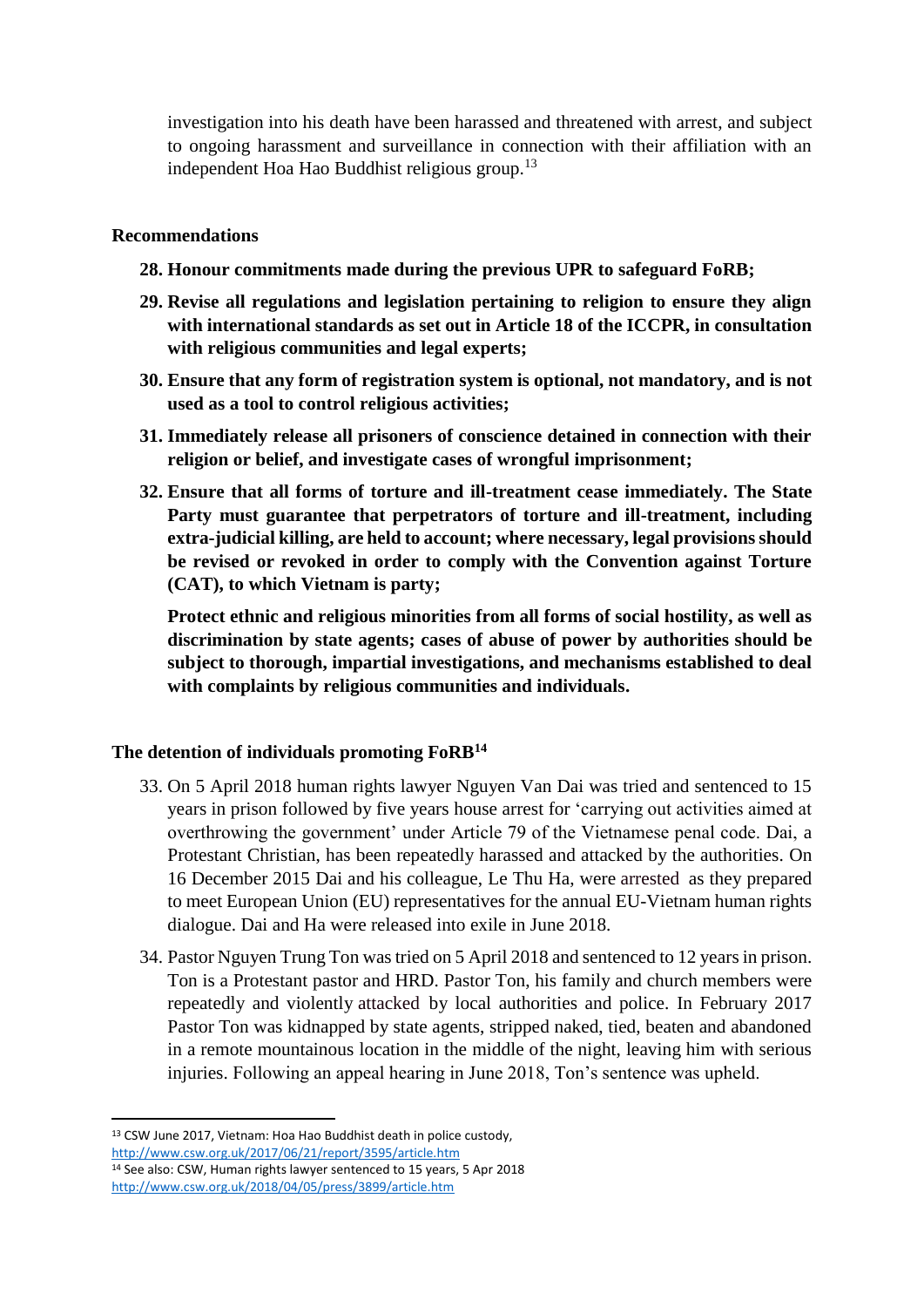investigation into his death have been harassed and threatened with arrest, and subject to ongoing harassment and surveillance in connection with their affiliation with an independent Hoa Hao Buddhist religious group.[13]

**Recommendations**

28. **Honour commitments made during the previous UPR to safeguard FoRB;**
29. **Revise all regulations and legislation pertaining to religion to ensure they align with international standards as set out in Article 18 of the ICCPR, in consultation with religious communities and legal experts;**
30. **Ensure that any form of registration system is optional, not mandatory, and is not used as a tool to control religious activities;**
31. **Immediately release all prisoners of conscience detained in connection with their religion or belief, and investigate cases of wrongful imprisonment;**
32. **Ensure that all forms of torture and ill-treatment cease immediately. The State Party must guarantee that perpetrators of torture and ill-treatment, including extra-judicial killing, are held to account; where necessary, legal provisions should be revised or revoked in order to comply with the Convention against Torture (CAT), to which Vietnam is party;**

    **Protect ethnic and religious minorities from all forms of social hostility, as well as discrimination by state agents; cases of abuse of power by authorities should be subject to thorough, impartial investigations, and mechanisms established to deal with complaints by religious communities and individuals.**

**The detention of individuals promoting FoRB[14]**

33. On 5 April 2018 human rights lawyer Nguyen Van Dai was tried and sentenced to 15 years in prison followed by five years house arrest for 'carrying out activities aimed at overthrowing the government' under Article 79 of the Vietnamese penal code. Dai, a Protestant Christian, has been repeatedly harassed and attacked by the authorities. On 16 December 2015 Dai and his colleague, Le Thu Ha, were arrested as they prepared to meet European Union (EU) representatives for the annual EU-Vietnam human rights dialogue. Dai and Ha were released into exile in June 2018.
34. Pastor Nguyen Trung Ton was tried on 5 April 2018 and sentenced to 12 years in prison. Ton is a Protestant pastor and HRD. Pastor Ton, his family and church members were repeatedly and violently attacked by local authorities and police. In February 2017 Pastor Ton was kidnapped by state agents, stripped naked, tied, beaten and abandoned in a remote mountainous location in the middle of the night, leaving him with serious injuries. Following an appeal hearing in June 2018, Ton's sentence was upheld.

---

[13] CSW June 2017, Vietnam: Hoa Hao Buddhist death in police custody, http://www.csw.org.uk/2017/06/21/report/3595/article.htm

[14] See also: CSW, Human rights lawyer sentenced to 15 years, 5 Apr 2018 http://www.csw.org.uk/2018/04/05/press/3899/article.htm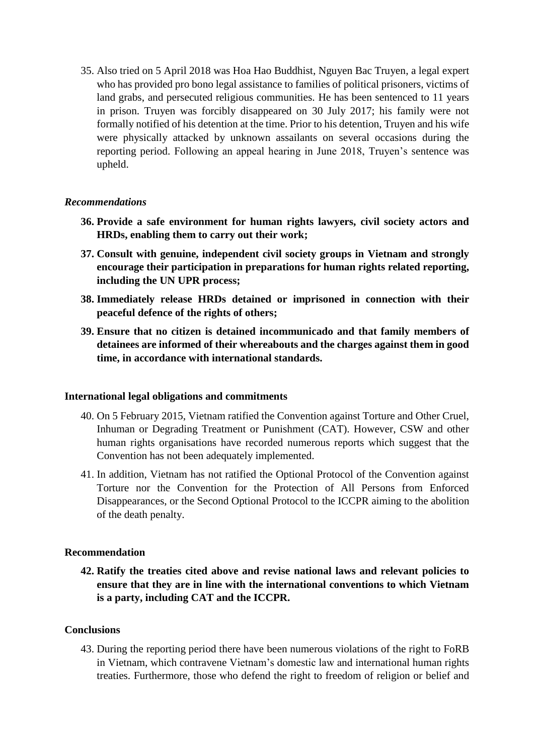35. Also tried on 5 April 2018 was Hoa Hao Buddhist, Nguyen Bac Truyen, a legal expert who has provided pro bono legal assistance to families of political prisoners, victims of land grabs, and persecuted religious communities. He has been sentenced to 11 years in prison. Truyen was forcibly disappeared on 30 July 2017; his family were not formally notified of his detention at the time. Prior to his detention, Truyen and his wife were physically attacked by unknown assailants on several occasions during the reporting period. Following an appeal hearing in June 2018, Truyen's sentence was upheld.

*Recommendations*

36. **Provide a safe environment for human rights lawyers, civil society actors and HRDs, enabling them to carry out their work;**
37. **Consult with genuine, independent civil society groups in Vietnam and strongly encourage their participation in preparations for human rights related reporting, including the UN UPR process;**
38. **Immediately release HRDs detained or imprisoned in connection with their peaceful defence of the rights of others;**
39. **Ensure that no citizen is detained incommunicado and that family members of detainees are informed of their whereabouts and the charges against them in good time, in accordance with international standards.**

**International legal obligations and commitments**

40. On 5 February 2015, Vietnam ratified the Convention against Torture and Other Cruel, Inhuman or Degrading Treatment or Punishment (CAT). However, CSW and other human rights organisations have recorded numerous reports which suggest that the Convention has not been adequately implemented.
41. In addition, Vietnam has not ratified the Optional Protocol of the Convention against Torture nor the Convention for the Protection of All Persons from Enforced Disappearances, or the Second Optional Protocol to the ICCPR aiming to the abolition of the death penalty.

**Recommendation**

42. **Ratify the treaties cited above and revise national laws and relevant policies to ensure that they are in line with the international conventions to which Vietnam is a party, including CAT and the ICCPR.**

**Conclusions**

43. During the reporting period there have been numerous violations of the right to FoRB in Vietnam, which contravene Vietnam's domestic law and international human rights treaties. Furthermore, those who defend the right to freedom of religion or belief and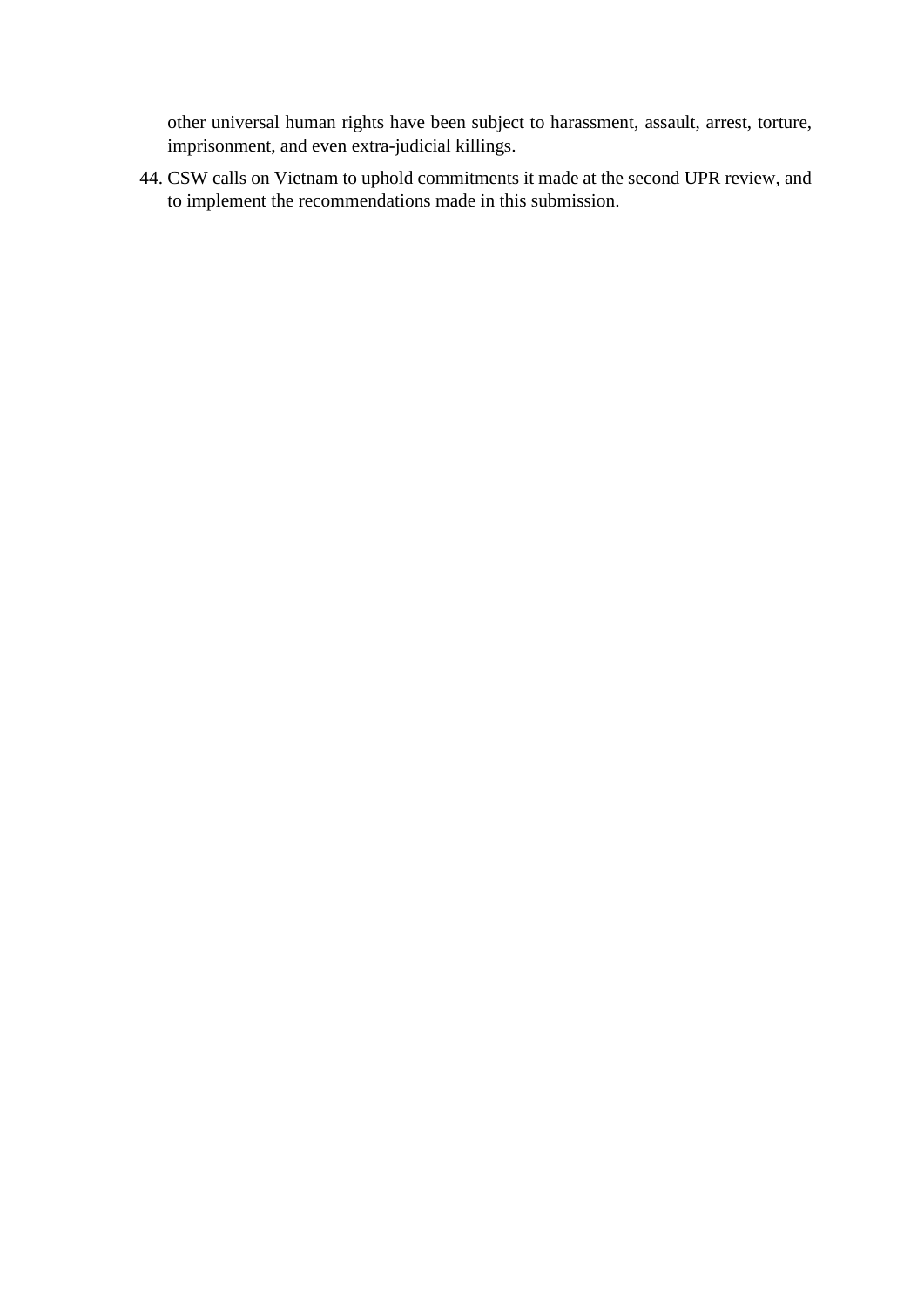other universal human rights have been subject to harassment, assault, arrest, torture, imprisonment, and even extra-judicial killings.

44. CSW calls on Vietnam to uphold commitments it made at the second UPR review, and to implement the recommendations made in this submission.